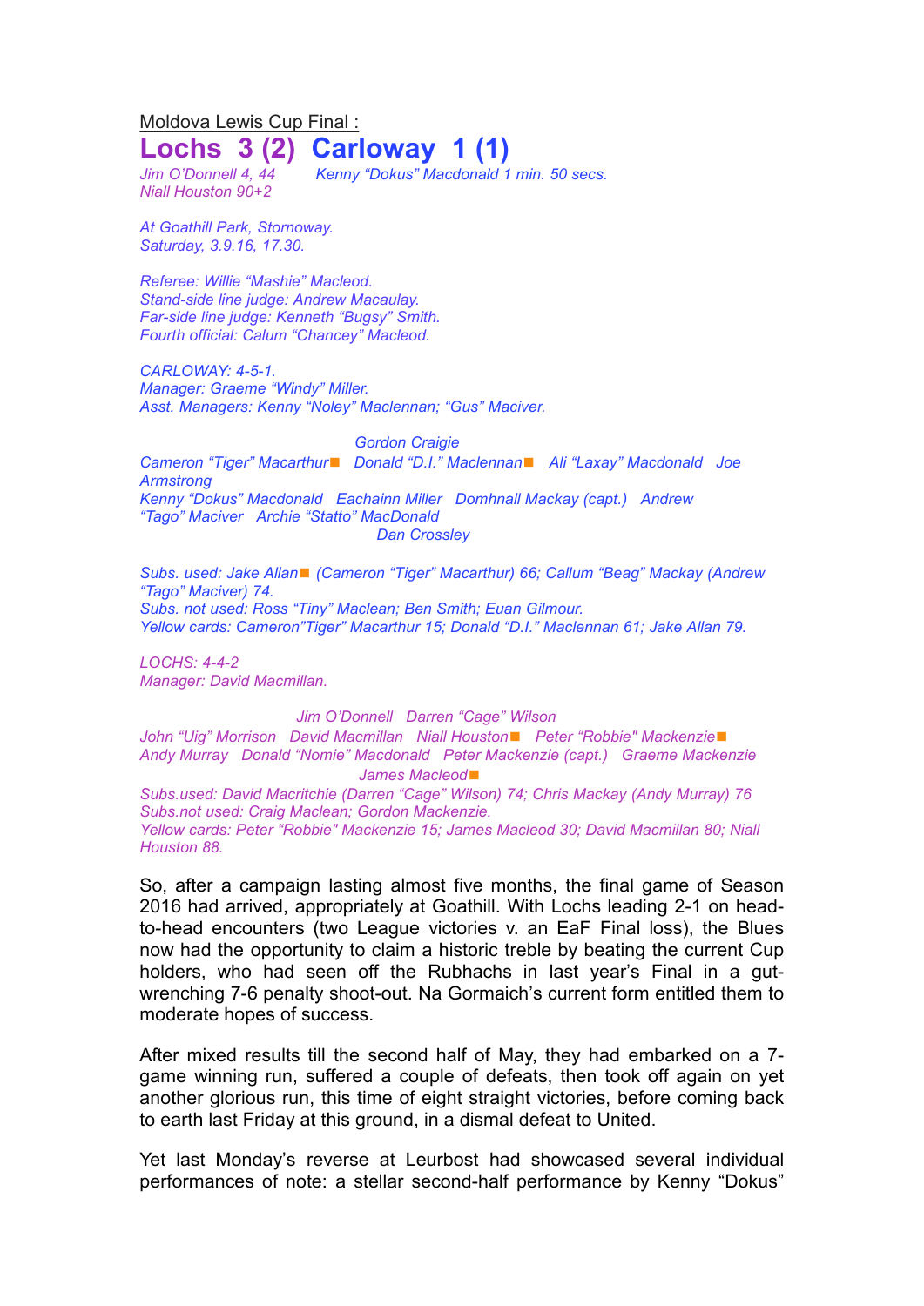Moldova Lewis Cup Final :

# Lochs 3 (2) Carloway 1 (1)

*Jim O'Donnell 4, 44 Kenny "Dokus" Macdonald 1 min. 50 secs.*
*Niall Houston 90+2*

*At Goathill Park, Stornoway.*
*Saturday, 3.9.16, 17.30.*

*Referee: Willie "Mashie" Macleod.*
*Stand-side line judge: Andrew Macaulay.*
*Far-side line judge: Kenneth "Bugsy" Smith.*
*Fourth official: Calum "Chancey" Macleod.*

*CARLOWAY: 4-5-1.*
*Manager: Graeme "Windy" Miller.*
*Asst. Managers: Kenny "Noley" Maclennan; "Gus" Maciver.*

*Gordon Craigie*
*Cameron "Tiger" Macarthur■ Donald "D.I." Maclennan■ Ali "Laxay" Macdonald Joe Armstrong*
*Kenny "Dokus" Macdonald Eachainn Miller Domhnall Mackay (capt.) Andrew "Tago" Maciver Archie "Statto" MacDonald*
*Dan Crossley*

*Subs. used: Jake Allan■ (Cameron "Tiger" Macarthur) 66; Callum "Beag" Mackay (Andrew "Tago" Maciver) 74.*
*Subs. not used: Ross "Tiny" Maclean; Ben Smith; Euan Gilmour.*
*Yellow cards: Cameron"Tiger" Macarthur 15; Donald "D.I." Maclennan 61; Jake Allan 79.*

*LOCHS: 4-4-2*
*Manager: David Macmillan.*

*Jim O'Donnell Darren "Cage" Wilson*
*John "Uig" Morrison David Macmillan Niall Houston■ Peter "Robbie" Mackenzie■*
*Andy Murray Donald "Nomie" Macdonald Peter Mackenzie (capt.) Graeme Mackenzie*
*James Macleod■*
*Subs.used: David Macritchie (Darren "Cage" Wilson) 74; Chris Mackay (Andy Murray) 76*
*Subs.not used: Craig Maclean; Gordon Mackenzie.*
*Yellow cards: Peter "Robbie" Mackenzie 15; James Macleod 30; David Macmillan 80; Niall Houston 88.*

So, after a campaign lasting almost five months, the final game of Season 2016 had arrived, appropriately at Goathill. With Lochs leading 2-1 on head-to-head encounters (two League victories v. an EaF Final loss), the Blues now had the opportunity to claim a historic treble by beating the current Cup holders, who had seen off the Rubhachs in last year's Final in a gut-wrenching 7-6 penalty shoot-out. Na Gormaich's current form entitled them to moderate hopes of success.

After mixed results till the second half of May, they had embarked on a 7-game winning run, suffered a couple of defeats, then took off again on yet another glorious run, this time of eight straight victories, before coming back to earth last Friday at this ground, in a dismal defeat to United.

Yet last Monday's reverse at Leurbost had showcased several individual performances of note: a stellar second-half performance by Kenny "Dokus"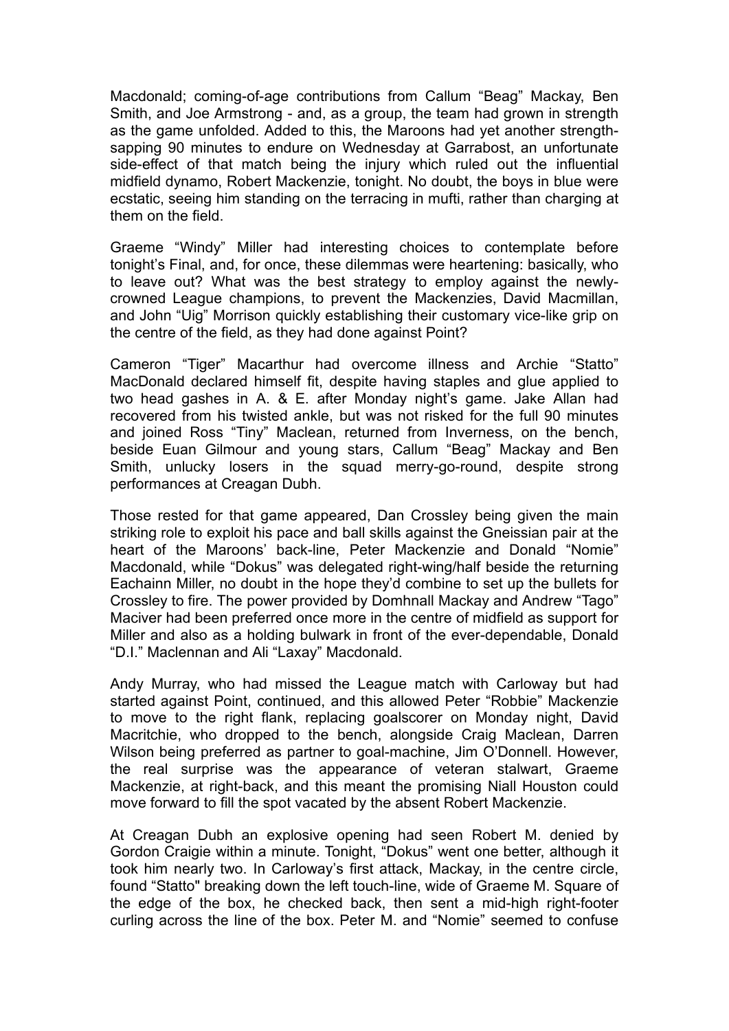Macdonald; coming-of-age contributions from Callum “Beag” Mackay, Ben Smith, and Joe Armstrong - and, as a group, the team had grown in strength as the game unfolded. Added to this, the Maroons had yet another strength-sapping 90 minutes to endure on Wednesday at Garrabost, an unfortunate side-effect of that match being the injury which ruled out the influential midfield dynamo, Robert Mackenzie, tonight. No doubt, the boys in blue were ecstatic, seeing him standing on the terracing in mufti, rather than charging at them on the field.

Graeme “Windy” Miller had interesting choices to contemplate before tonight’s Final, and, for once, these dilemmas were heartening: basically, who to leave out? What was the best strategy to employ against the newly-crowned League champions, to prevent the Mackenzies, David Macmillan, and John “Uig” Morrison quickly establishing their customary vice-like grip on the centre of the field, as they had done against Point?

Cameron “Tiger” Macarthur had overcome illness and Archie “Statto” MacDonald declared himself fit, despite having staples and glue applied to two head gashes in A. & E. after Monday night’s game. Jake Allan had recovered from his twisted ankle, but was not risked for the full 90 minutes and joined Ross “Tiny” Maclean, returned from Inverness, on the bench, beside Euan Gilmour and young stars, Callum “Beag” Mackay and Ben Smith, unlucky losers in the squad merry-go-round, despite strong performances at Creagan Dubh.

Those rested for that game appeared, Dan Crossley being given the main striking role to exploit his pace and ball skills against the Gneissian pair at the heart of the Maroons’ back-line, Peter Mackenzie and Donald “Nomie” Macdonald, while “Dokus” was delegated right-wing/half beside the returning Eachainn Miller, no doubt in the hope they’d combine to set up the bullets for Crossley to fire. The power provided by Domhnall Mackay and Andrew “Tago” Maciver had been preferred once more in the centre of midfield as support for Miller and also as a holding bulwark in front of the ever-dependable, Donald “D.I.” Maclennan and Ali “Laxay” Macdonald.

Andy Murray, who had missed the League match with Carloway but had started against Point, continued, and this allowed Peter “Robbie” Mackenzie to move to the right flank, replacing goalscorer on Monday night, David Macritchie, who dropped to the bench, alongside Craig Maclean, Darren Wilson being preferred as partner to goal-machine, Jim O’Donnell. However, the real surprise was the appearance of veteran stalwart, Graeme Mackenzie, at right-back, and this meant the promising Niall Houston could move forward to fill the spot vacated by the absent Robert Mackenzie.

At Creagan Dubh an explosive opening had seen Robert M. denied by Gordon Craigie within a minute. Tonight, “Dokus” went one better, although it took him nearly two. In Carloway’s first attack, Mackay, in the centre circle, found “Statto" breaking down the left touch-line, wide of Graeme M. Square of the edge of the box, he checked back, then sent a mid-high right-footer curling across the line of the box. Peter M. and “Nomie” seemed to confuse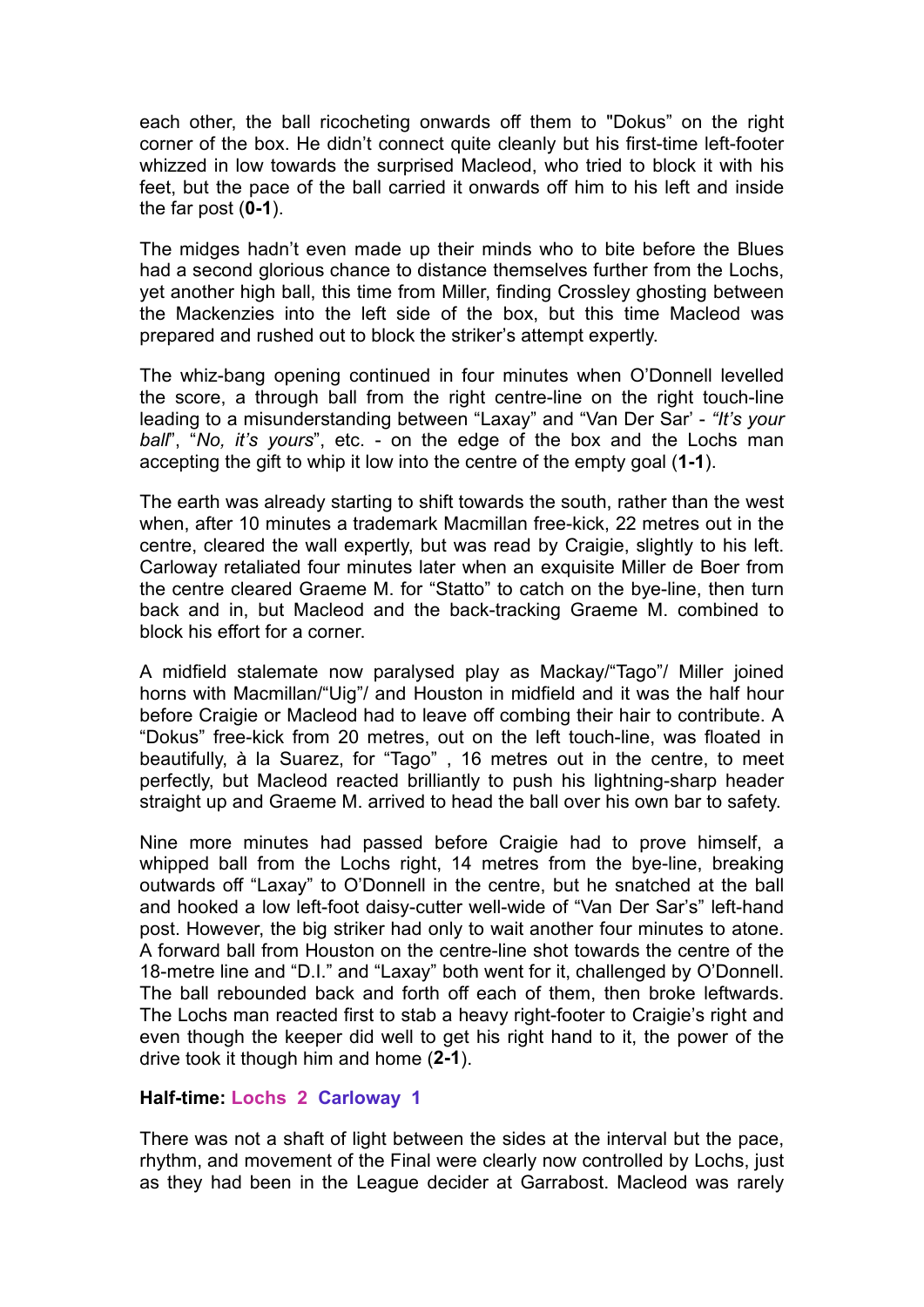each other, the ball ricocheting onwards off them to "Dokus" on the right corner of the box. He didn't connect quite cleanly but his first-time left-footer whizzed in low towards the surprised Macleod, who tried to block it with his feet, but the pace of the ball carried it onwards off him to his left and inside the far post (**0-1**).

The midges hadn't even made up their minds who to bite before the Blues had a second glorious chance to distance themselves further from the Lochs, yet another high ball, this time from Miller, finding Crossley ghosting between the Mackenzies into the left side of the box, but this time Macleod was prepared and rushed out to block the striker's attempt expertly.

The whiz-bang opening continued in four minutes when O'Donnell levelled the score, a through ball from the right centre-line on the right touch-line leading to a misunderstanding between "Laxay" and "Van Der Sar' - *"It's your ball*", "*No, it's yours*", etc. - on the edge of the box and the Lochs man accepting the gift to whip it low into the centre of the empty goal (**1-1**).

The earth was already starting to shift towards the south, rather than the west when, after 10 minutes a trademark Macmillan free-kick, 22 metres out in the centre, cleared the wall expertly, but was read by Craigie, slightly to his left. Carloway retaliated four minutes later when an exquisite Miller de Boer from the centre cleared Graeme M. for "Statto" to catch on the bye-line, then turn back and in, but Macleod and the back-tracking Graeme M. combined to block his effort for a corner.

A midfield stalemate now paralysed play as Mackay/"Tago"/ Miller joined horns with Macmillan/"Uig"/ and Houston in midfield and it was the half hour before Craigie or Macleod had to leave off combing their hair to contribute. A "Dokus" free-kick from 20 metres, out on the left touch-line, was floated in beautifully, à la Suarez, for "Tago" , 16 metres out in the centre, to meet perfectly, but Macleod reacted brilliantly to push his lightning-sharp header straight up and Graeme M. arrived to head the ball over his own bar to safety.

Nine more minutes had passed before Craigie had to prove himself, a whipped ball from the Lochs right, 14 metres from the bye-line, breaking outwards off "Laxay" to O'Donnell in the centre, but he snatched at the ball and hooked a low left-foot daisy-cutter well-wide of "Van Der Sar's" left-hand post. However, the big striker had only to wait another four minutes to atone. A forward ball from Houston on the centre-line shot towards the centre of the 18-metre line and "D.I." and "Laxay" both went for it, challenged by O'Donnell. The ball rebounded back and forth off each of them, then broke leftwards. The Lochs man reacted first to stab a heavy right-footer to Craigie's right and even though the keeper did well to get his right hand to it, the power of the drive took it though him and home (**2-1**).

**Half-time: Lochs 2 Carloway 1**

There was not a shaft of light between the sides at the interval but the pace, rhythm, and movement of the Final were clearly now controlled by Lochs, just as they had been in the League decider at Garrabost. Macleod was rarely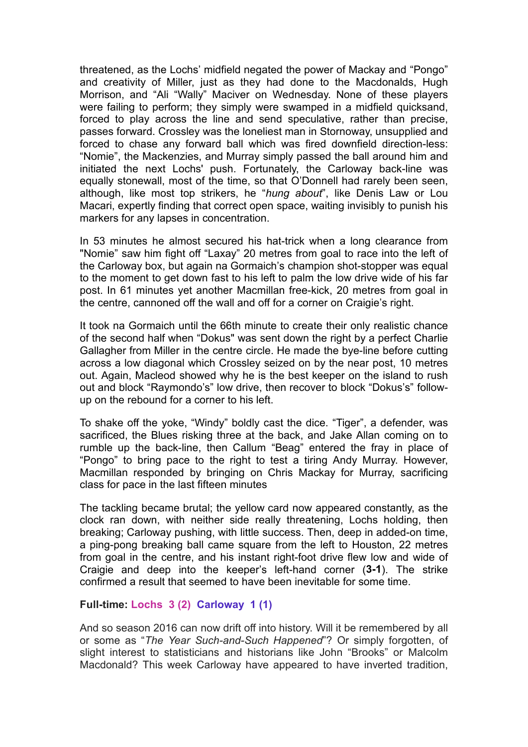threatened, as the Lochs' midfield negated the power of Mackay and "Pongo" and creativity of Miller, just as they had done to the Macdonalds, Hugh Morrison, and "Ali "Wally" Maciver on Wednesday. None of these players were failing to perform; they simply were swamped in a midfield quicksand, forced to play across the line and send speculative, rather than precise, passes forward. Crossley was the loneliest man in Stornoway, unsupplied and forced to chase any forward ball which was fired downfield direction-less: "Nomie", the Mackenzies, and Murray simply passed the ball around him and initiated the next Lochs' push. Fortunately, the Carloway back-line was equally stonewall, most of the time, so that O'Donnell had rarely been seen, although, like most top strikers, he "*hung about*", like Denis Law or Lou Macari, expertly finding that correct open space, waiting invisibly to punish his markers for any lapses in concentration.

In 53 minutes he almost secured his hat-trick when a long clearance from "Nomie" saw him fight off "Laxay" 20 metres from goal to race into the left of the Carloway box, but again na Gormaich's champion shot-stopper was equal to the moment to get down fast to his left to palm the low drive wide of his far post. In 61 minutes yet another Macmillan free-kick, 20 metres from goal in the centre, cannoned off the wall and off for a corner on Craigie's right.

It took na Gormaich until the 66th minute to create their only realistic chance of the second half when "Dokus" was sent down the right by a perfect Charlie Gallagher from Miller in the centre circle. He made the bye-line before cutting across a low diagonal which Crossley seized on by the near post, 10 metres out. Again, Macleod showed why he is the best keeper on the island to rush out and block "Raymondo's" low drive, then recover to block "Dokus's" follow-up on the rebound for a corner to his left.

To shake off the yoke, "Windy" boldly cast the dice. "Tiger", a defender, was sacrificed, the Blues risking three at the back, and Jake Allan coming on to rumble up the back-line, then Callum "Beag" entered the fray in place of "Pongo" to bring pace to the right to test a tiring Andy Murray. However, Macmillan responded by bringing on Chris Mackay for Murray, sacrificing class for pace in the last fifteen minutes

The tackling became brutal; the yellow card now appeared constantly, as the clock ran down, with neither side really threatening, Lochs holding, then breaking; Carloway pushing, with little success. Then, deep in added-on time, a ping-pong breaking ball came square from the left to Houston, 22 metres from goal in the centre, and his instant right-foot drive flew low and wide of Craigie and deep into the keeper's left-hand corner (**3-1**). The strike confirmed a result that seemed to have been inevitable for some time.

**Full-time: Lochs 3 (2) Carloway 1 (1)**

And so season 2016 can now drift off into history. Will it be remembered by all or some as "*The Year Such-and-Such Happened*"? Or simply forgotten, of slight interest to statisticians and historians like John "Brooks" or Malcolm Macdonald? This week Carloway have appeared to have inverted tradition,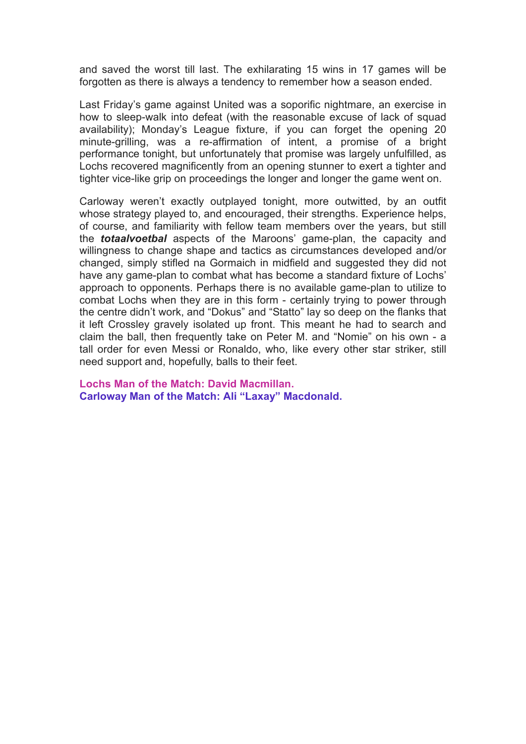and saved the worst till last. The exhilarating 15 wins in 17 games will be forgotten as there is always a tendency to remember how a season ended.

Last Friday's game against United was a soporific nightmare, an exercise in how to sleep-walk into defeat (with the reasonable excuse of lack of squad availability); Monday's League fixture, if you can forget the opening 20 minute-grilling, was a re-affirmation of intent, a promise of a bright performance tonight, but unfortunately that promise was largely unfulfilled, as Lochs recovered magnificently from an opening stunner to exert a tighter and tighter vice-like grip on proceedings the longer and longer the game went on.

Carloway weren't exactly outplayed tonight, more outwitted, by an outfit whose strategy played to, and encouraged, their strengths. Experience helps, of course, and familiarity with fellow team members over the years, but still the ***totaalvoetbal*** aspects of the Maroons' game-plan, the capacity and willingness to change shape and tactics as circumstances developed and/or changed, simply stifled na Gormaich in midfield and suggested they did not have any game-plan to combat what has become a standard fixture of Lochs' approach to opponents. Perhaps there is no available game-plan to utilize to combat Lochs when they are in this form - certainly trying to power through the centre didn't work, and "Dokus" and "Statto" lay so deep on the flanks that it left Crossley gravely isolated up front. This meant he had to search and claim the ball, then frequently take on Peter M. and "Nomie" on his own - a tall order for even Messi or Ronaldo, who, like every other star striker, still need support and, hopefully, balls to their feet.

**Lochs Man of the Match: David Macmillan.**
**Carloway Man of the Match: Ali "Laxay" Macdonald.**